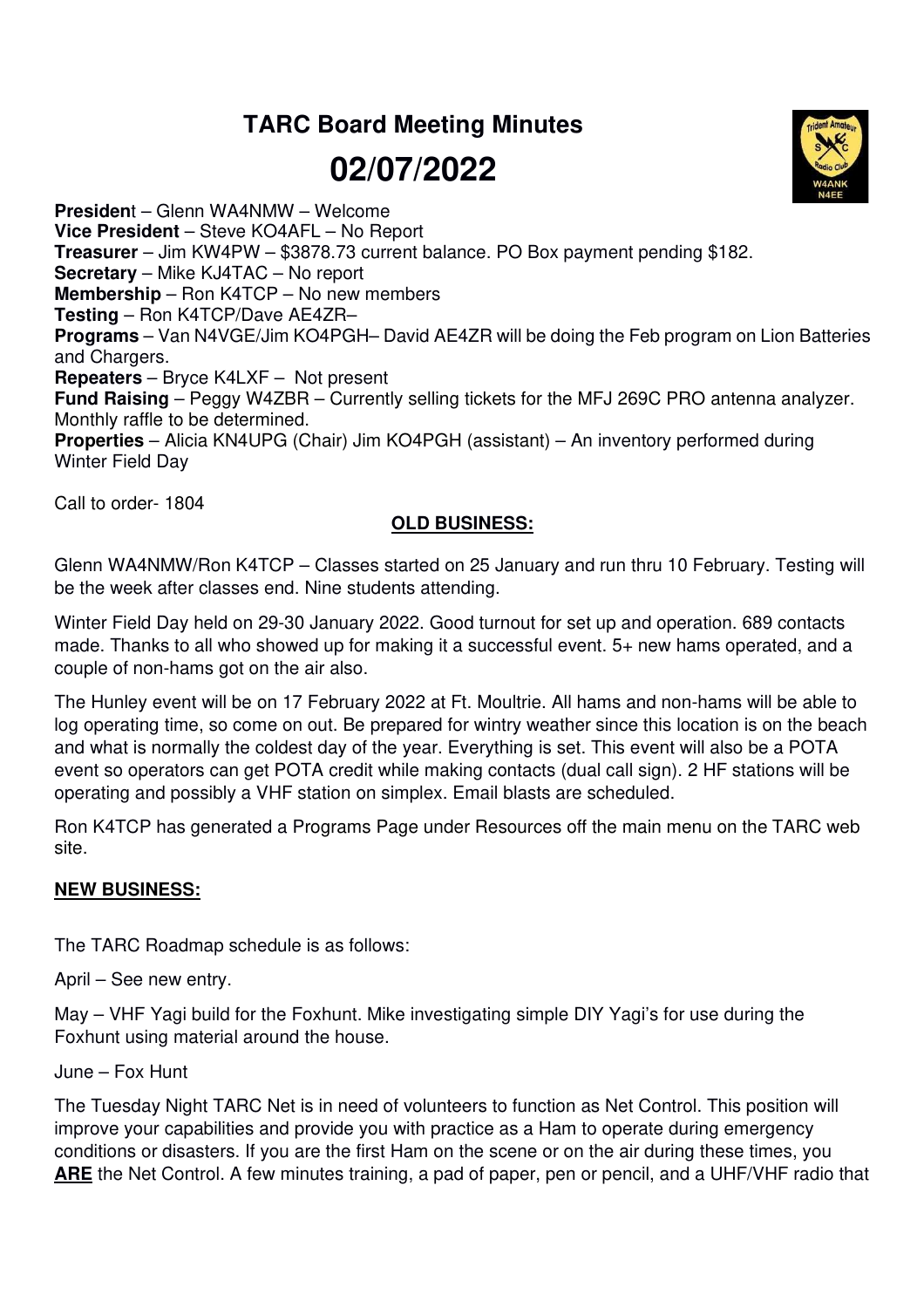# TARC Board Meeting Minutes

# 02/07/2022

**President** – Glenn WA4NMW – Welcome
**Vice President** – Steve KO4AFL – No Report
**Treasurer** – Jim KW4PW – $3878.73 current balance. PO Box payment pending $182.
**Secretary** – Mike KJ4TAC – No report
**Membership** – Ron K4TCP – No new members
**Testing** – Ron K4TCP/Dave AE4ZR–
**Programs** – Van N4VGE/Jim KO4PGH– David AE4ZR will be doing the Feb program on Lion Batteries and Chargers.
**Repeaters** – Bryce K4LXF – Not present
**Fund Raising** – Peggy W4ZBR – Currently selling tickets for the MFJ 269C PRO antenna analyzer. Monthly raffle to be determined.
**Properties** – Alicia KN4UPG (Chair) Jim KO4PGH (assistant) – An inventory performed during Winter Field Day

Call to order- 1804

**OLD BUSINESS:**

Glenn WA4NMW/Ron K4TCP – Classes started on 25 January and run thru 10 February. Testing will be the week after classes end. Nine students attending.

Winter Field Day held on 29-30 January 2022. Good turnout for set up and operation. 689 contacts made. Thanks to all who showed up for making it a successful event. 5+ new hams operated, and a couple of non-hams got on the air also.

The Hunley event will be on 17 February 2022 at Ft. Moultrie. All hams and non-hams will be able to log operating time, so come on out. Be prepared for wintry weather since this location is on the beach and what is normally the coldest day of the year. Everything is set. This event will also be a POTA event so operators can get POTA credit while making contacts (dual call sign). 2 HF stations will be operating and possibly a VHF station on simplex. Email blasts are scheduled.

Ron K4TCP has generated a Programs Page under Resources off the main menu on the TARC web site.

**NEW BUSINESS:**

The TARC Roadmap schedule is as follows:

April – See new entry.

May – VHF Yagi build for the Foxhunt. Mike investigating simple DIY Yagi's for use during the Foxhunt using material around the house.

June – Fox Hunt

The Tuesday Night TARC Net is in need of volunteers to function as Net Control. This position will improve your capabilities and provide you with practice as a Ham to operate during emergency conditions or disasters. If you are the first Ham on the scene or on the air during these times, you **ARE** the Net Control. A few minutes training, a pad of paper, pen or pencil, and a UHF/VHF radio that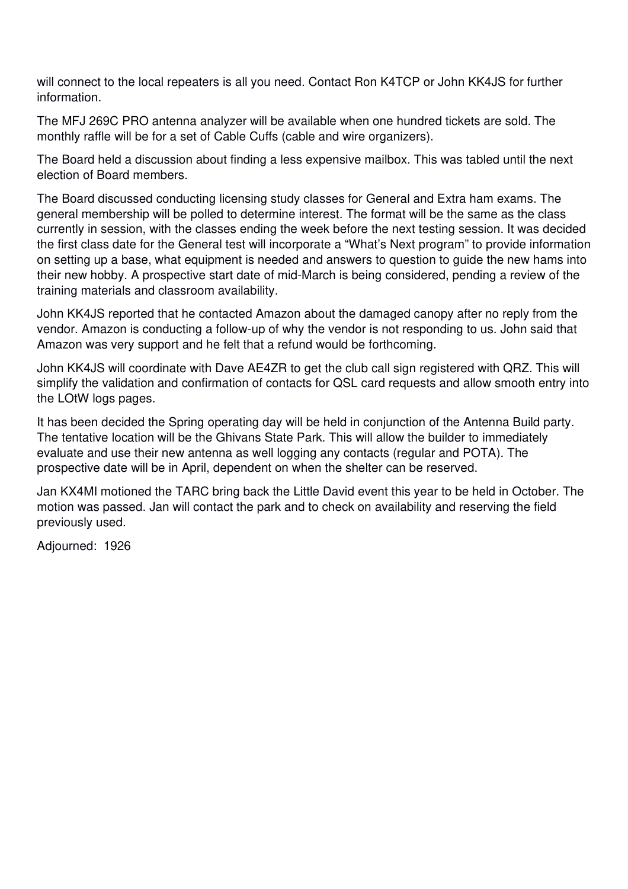will connect to the local repeaters is all you need. Contact Ron K4TCP or John KK4JS for further information.

The MFJ 269C PRO antenna analyzer will be available when one hundred tickets are sold. The monthly raffle will be for a set of Cable Cuffs (cable and wire organizers).

The Board held a discussion about finding a less expensive mailbox. This was tabled until the next election of Board members.

The Board discussed conducting licensing study classes for General and Extra ham exams. The general membership will be polled to determine interest. The format will be the same as the class currently in session, with the classes ending the week before the next testing session. It was decided the first class date for the General test will incorporate a "What's Next program" to provide information on setting up a base, what equipment is needed and answers to question to guide the new hams into their new hobby. A prospective start date of mid-March is being considered, pending a review of the training materials and classroom availability.

John KK4JS reported that he contacted Amazon about the damaged canopy after no reply from the vendor. Amazon is conducting a follow-up of why the vendor is not responding to us. John said that Amazon was very support and he felt that a refund would be forthcoming.

John KK4JS will coordinate with Dave AE4ZR to get the club call sign registered with QRZ. This will simplify the validation and confirmation of contacts for QSL card requests and allow smooth entry into the LOtW logs pages.

It has been decided the Spring operating day will be held in conjunction of the Antenna Build party. The tentative location will be the Ghivans State Park. This will allow the builder to immediately evaluate and use their new antenna as well logging any contacts (regular and POTA). The prospective date will be in April, dependent on when the shelter can be reserved.

Jan KX4MI motioned the TARC bring back the Little David event this year to be held in October. The motion was passed. Jan will contact the park and to check on availability and reserving the field previously used.

Adjourned: 1926